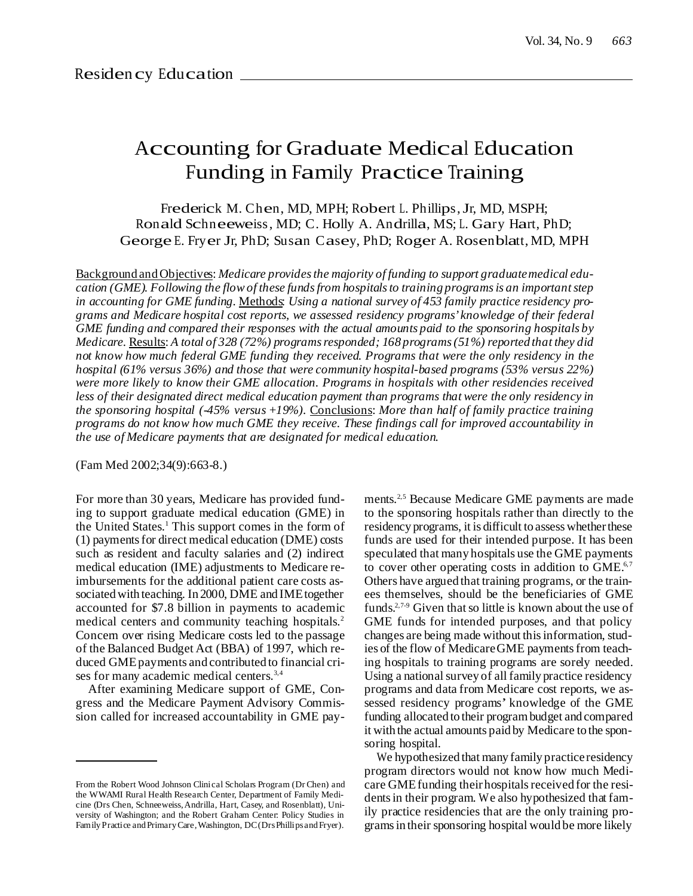Residency Education

# Accounting for Graduate Medical Education Funding in Family Practice Training

Frederick M. Chen, MD, MPH; Robert L. Phillips, Jr, MD, MSPH; Ronald Schneeweiss, MD; C. Holly A. Andrilla, MS; L. Gary Hart, PhD; George E. Fryer Jr, PhD; Susan Casey, PhD; Roger A. Rosenblatt, MD, MPH

Background and Objectives: *Medicare provides the majority of funding to support graduate medical education (GME). Following the flow of these funds from hospitals to training programs is an important step in accounting for GME funding.* Methods: *Using a national survey of 453 family practice residency programs and Medicare hospital cost reports, we assessed residency programs' knowledge of their federal GME funding and compared their responses with the actual amounts paid to the sponsoring hospitals by Medicare.* Results: *A total of 328 (72%) programs responded; 168 programs (51%) reported that they did not know how much federal GME funding they received. Programs that were the only residency in the hospital (61% versus 36%) and those that were community hospital-based programs (53% versus 22%) were more likely to know their GME allocation. Programs in hospitals with other residencies received less of their designated direct medical education payment than programs that were the only residency in the sponsoring hospital (-45% versus +19%).* Conclusions: *More than half of family practice training programs do not know how much GME they receive. These findings call for improved accountability in the use of Medicare payments that are designated for medical education.*

(Fam Med 2002;34(9):663-8.)

For more than 30 years, Medicare has provided funding to support graduate medical education (GME) in the United States.[1] This support comes in the form of (1) payments for direct medical education (DME) costs such as resident and faculty salaries and (2) indirect medical education (IME) adjustments to Medicare reimbursements for the additional patient care costs associated with teaching. In 2000, DME and IME together accounted for $7.8 billion in payments to academic medical centers and community teaching hospitals.[2] Concern over rising Medicare costs led to the passage of the Balanced Budget Act (BBA) of 1997, which reduced GME payments and contributed to financial crises for many academic medical centers.[3,4]

After examining Medicare support of GME, Congress and the Medicare Payment Advisory Commission called for increased accountability in GME payments.[2,5] Because Medicare GME payments are made to the sponsoring hospitals rather than directly to the residency programs, it is difficult to assess whether these funds are used for their intended purpose. It has been speculated that many hospitals use the GME payments to cover other operating costs in addition to GME.[6,7] Others have argued that training programs, or the trainees themselves, should be the beneficiaries of GME funds.[2,7-9] Given that so little is known about the use of GME funds for intended purposes, and that policy changes are being made without this information, studies of the flow of Medicare GME payments from teaching hospitals to training programs are sorely needed. Using a national survey of all family practice residency programs and data from Medicare cost reports, we assessed residency programs' knowledge of the GME funding allocated to their program budget and compared it with the actual amounts paid by Medicare to the sponsoring hospital.

We hypothesized that many family practice residency program directors would not know how much Medicare GME funding their hospitals received for the residents in their program. We also hypothesized that family practice residencies that are the only training programs in their sponsoring hospital would be more likely

---

From the Robert Wood Johnson Clinical Scholars Program (Dr Chen) and the WWAMI Rural Health Research Center, Department of Family Medicine (Drs Chen, Schneeweiss, Andrilla, Hart, Casey, and Rosenblatt), University of Washington; and the Robert Graham Center: Policy Studies in Family Practice and Primary Care, Washington, DC (Drs Phillips and Fryer).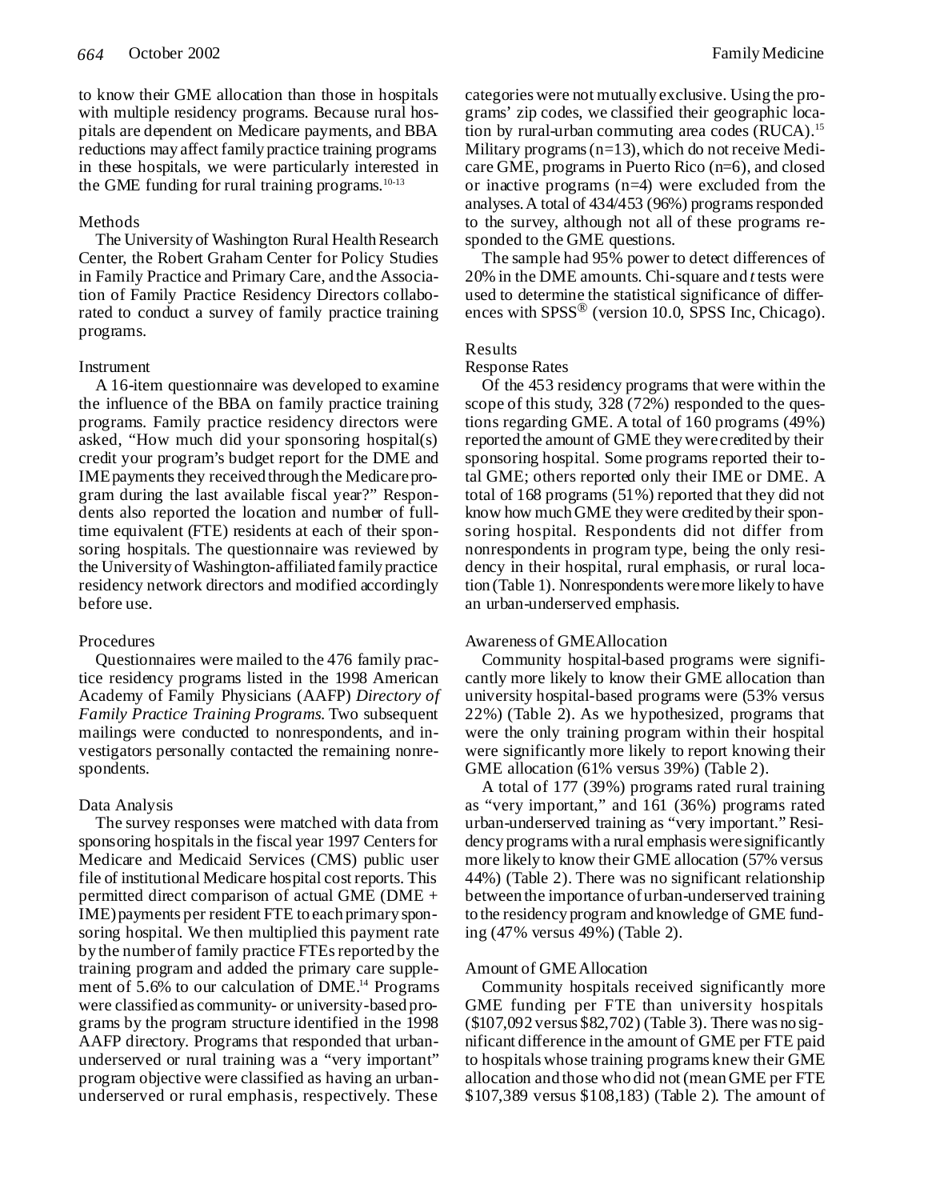to know their GME allocation than those in hospitals with multiple residency programs. Because rural hospitals are dependent on Medicare payments, and BBA reductions may affect family practice training programs in these hospitals, we were particularly interested in the GME funding for rural training programs.[10-13]

## Methods

The University of Washington Rural Health Research Center, the Robert Graham Center for Policy Studies in Family Practice and Primary Care, and the Association of Family Practice Residency Directors collaborated to conduct a survey of family practice training programs.

### Instrument

A 16-item questionnaire was developed to examine the influence of the BBA on family practice training programs. Family practice residency directors were asked, "How much did your sponsoring hospital(s) credit your program's budget report for the DME and IME payments they received through the Medicare program during the last available fiscal year?" Respondents also reported the location and number of full-time equivalent (FTE) residents at each of their sponsoring hospitals. The questionnaire was reviewed by the University of Washington-affiliated family practice residency network directors and modified accordingly before use.

### Procedures

Questionnaires were mailed to the 476 family practice residency programs listed in the 1998 American Academy of Family Physicians (AAFP) *Directory of Family Practice Training Programs*. Two subsequent mailings were conducted to nonrespondents, and investigators personally contacted the remaining nonrespondents.

### Data Analysis

The survey responses were matched with data from sponsoring hospitals in the fiscal year 1997 Centers for Medicare and Medicaid Services (CMS) public user file of institutional Medicare hospital cost reports. This permitted direct comparison of actual GME (DME + IME) payments per resident FTE to each primary sponsoring hospital. We then multiplied this payment rate by the number of family practice FTEs reported by the training program and added the primary care supplement of 5.6% to our calculation of DME.[14] Programs were classified as community- or university-based programs by the program structure identified in the 1998 AAFP directory. Programs that responded that urban-underserved or rural training was a "very important" program objective were classified as having an urban-underserved or rural emphasis, respectively. These categories were not mutually exclusive. Using the programs' zip codes, we classified their geographic location by rural-urban commuting area codes (RUCA).[15] Military programs (n=13), which do not receive Medicare GME, programs in Puerto Rico (n=6), and closed or inactive programs (n=4) were excluded from the analyses. A total of 434/453 (96%) programs responded to the survey, although not all of these programs responded to the GME questions.

The sample had 95% power to detect differences of 20% in the DME amounts. Chi-square and *t* tests were used to determine the statistical significance of differences with SPSS® (version 10.0, SPSS Inc, Chicago).

## Results

### Response Rates

Of the 453 residency programs that were within the scope of this study, 328 (72%) responded to the questions regarding GME. A total of 160 programs (49%) reported the amount of GME they were credited by their sponsoring hospital. Some programs reported their total GME; others reported only their IME or DME. A total of 168 programs (51%) reported that they did not know how much GME they were credited by their sponsoring hospital. Respondents did not differ from nonrespondents in program type, being the only residency in their hospital, rural emphasis, or rural location (Table 1). Nonrespondents were more likely to have an urban-underserved emphasis.

### Awareness of GME Allocation

Community hospital-based programs were significantly more likely to know their GME allocation than university hospital-based programs were (53% versus 22%) (Table 2). As we hypothesized, programs that were the only training program within their hospital were significantly more likely to report knowing their GME allocation (61% versus 39%) (Table 2).

A total of 177 (39%) programs rated rural training as "very important," and 161 (36%) programs rated urban-underserved training as "very important." Residency programs with a rural emphasis were significantly more likely to know their GME allocation (57% versus 44%) (Table 2). There was no significant relationship between the importance of urban-underserved training to the residency program and knowledge of GME funding (47% versus 49%) (Table 2).

### Amount of GME Allocation

Community hospitals received significantly more GME funding per FTE than university hospitals ($107,092 versus $82,702) (Table 3). There was no significant difference in the amount of GME per FTE paid to hospitals whose training programs knew their GME allocation and those who did not (mean GME per FTE $107,389 versus $108,183) (Table 2). The amount of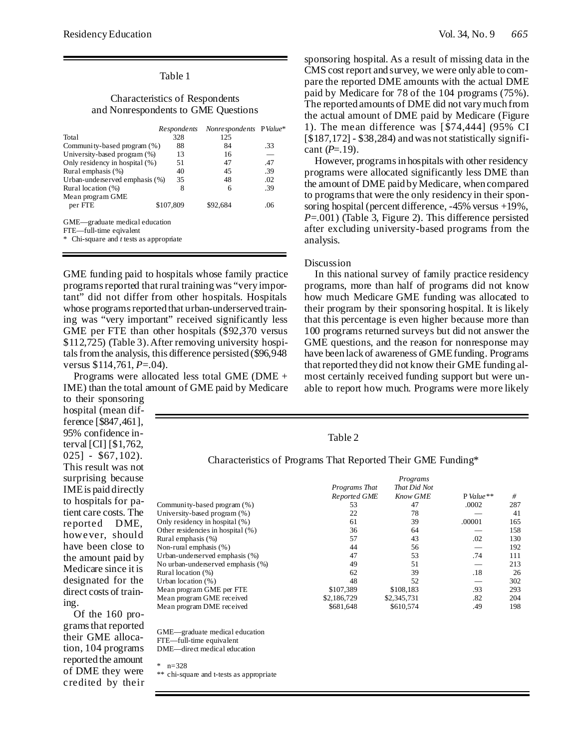Table 1

Characteristics of Respondents and Nonrespondents to GME Questions

| | *Respondents* | *Nonrespondents* | P *Value** |
|---|---|---|---|
| Total | 328 | 125 | |
| Community-based program (%) | 88 | 84 | .33 |
| University-based program (%) | 13 | 16 | — |
| Only residency in hospital (%) | 51 | 47 | .47 |
| Rural emphasis (%) | 40 | 45 | .39 |
| Urban-underserved emphasis (%) | 35 | 48 | .02 |
| Rural location (%) | 8 | 6 | .39 |
| Mean program GME per FTE | $107,809 | $92,684 | .06 |

GME—graduate medical education
FTE—full-time eqivalent
\* Chi-square and *t* tests as appropriate

GME funding paid to hospitals whose family practice programs reported that rural training was "very important" did not differ from other hospitals. Hospitals whose programs reported that urban-underserved training was "very important" received significantly less GME per FTE than other hospitals ($92,370 versus $112,725) (Table 3). After removing university hospitals from the analysis, this difference persisted ($96,948 versus $114,761, *P*=.04).

Programs were allocated less total GME (DME + IME) than the total amount of GME paid by Medicare to their sponsoring hospital (mean difference [$847,461], 95% confidence interval [CI] [$1,762, 025] - $67,102). This result was not surprising because IME is paid directly to hospitals for patient care costs. The reported DME, however, should have been close to the amount paid by Medicare since it is designated for the direct costs of training.

Of the 160 programs that reported their GME allocation, 104 programs reported the amount of DME they were credited by their sponsoring hospital. As a result of missing data in the CMS cost report and survey, we were only able to compare the reported DME amounts with the actual DME paid by Medicare for 78 of the 104 programs (75%). The reported amounts of DME did not vary much from the actual amount of DME paid by Medicare (Figure 1). The mean difference was [$74,444] (95% CI [$187,172] - $38,284) and was not statistically significant (*P*=.19).

However, programs in hospitals with other residency programs were allocated significantly less DME than the amount of DME paid by Medicare, when compared to programs that were the only residency in their sponsoring hospital (percent difference, -45% versus +19%, *P*=.001) (Table 3, Figure 2). This difference persisted after excluding university-based programs from the analysis.

## Discussion

In this national survey of family practice residency programs, more than half of programs did not know how much Medicare GME funding was allocated to their program by their sponsoring hospital. It is likely that this percentage is even higher because more than 100 programs returned surveys but did not answer the GME questions, and the reason for nonresponse may have been lack of awareness of GME funding. Programs that reported they did not know their GME funding almost certainly received funding support but were unable to report how much. Programs were more likely

Table 2

Characteristics of Programs That Reported Their GME Funding*

| | *Programs That Reported GME* | *Programs That Did Not Know GME* | P *Value*** | *#* |
|---|---|---|---|---|
| Community-based program (%) | 53 | 47 | .0002 | 287 |
| University-based program (%) | 22 | 78 | — | 41 |
| Only residency in hospital (%) | 61 | 39 | .00001 | 165 |
| Other residencies in hospital (%) | 36 | 64 | — | 158 |
| Rural emphasis (%) | 57 | 43 | .02 | 130 |
| Non-rural emphasis (%) | 44 | 56 | — | 192 |
| Urban-underserved emphasis (%) | 47 | 53 | .74 | 111 |
| No urban-underserved emphasis (%) | 49 | 51 | — | 213 |
| Rural location (%) | 62 | 39 | .18 | 26 |
| Urban location (%) | 48 | 52 | — | 302 |
| Mean program GME per FTE | $107,389 | $108,183 | .93 | 293 |
| Mean program GME received | $2,186,729 | $2,345,731 | .82 | 204 |
| Mean program DME received | $681,648 | $610,574 | .49 | 198 |

GME—graduate medical education
FTE—full-time equivalent
DME—direct medical education

\* n=328
\*\* chi-square and t-tests as appropriate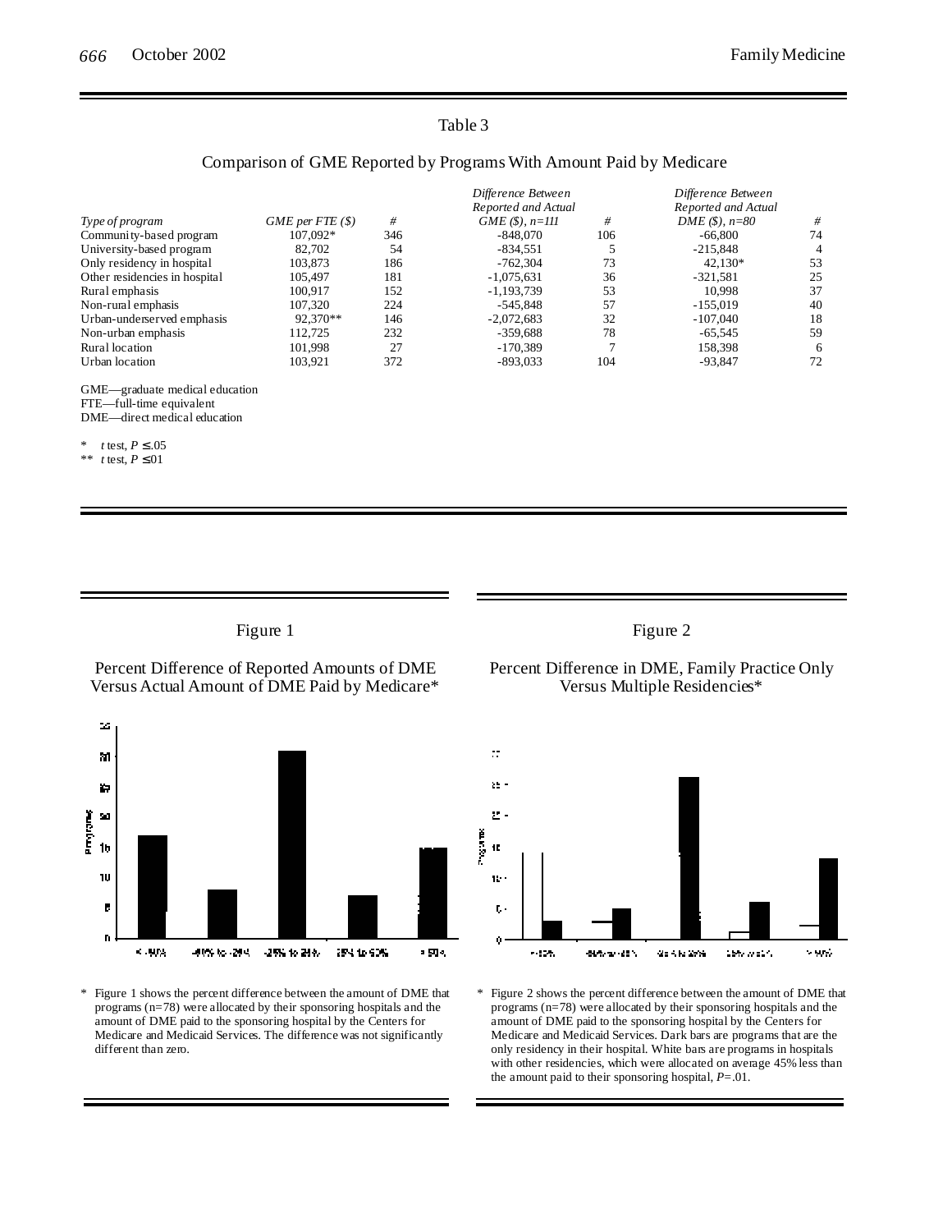Table 3

Comparison of GME Reported by Programs With Amount Paid by Medicare

| *Type of program* | *GME per FTE ($)* | *#* | *Difference Between Reported and Actual GME ($), n=111* | *#* | *Difference Between Reported and Actual DME ($), n=80* | *#* |
|---|---|---|---|---|---|---|
| Community-based program | 107,092* | 346 | -848,070 | 106 | -66,800 | 74 |
| University-based program | 82,702 | 54 | -834,551 | 5 | -215,848 | 4 |
| Only residency in hospital | 103,873 | 186 | -762,304 | 73 | 42,130* | 53 |
| Other residencies in hospital | 105,497 | 181 | -1,075,631 | 36 | -321,581 | 25 |
| Rural emphasis | 100,917 | 152 | -1,193,739 | 53 | 10,998 | 37 |
| Non-rural emphasis | 107,320 | 224 | -545,848 | 57 | -155,019 | 40 |
| Urban-underserved emphasis | 92,370** | 146 | -2,072,683 | 32 | -107,040 | 18 |
| Non-urban emphasis | 112,725 | 232 | -359,688 | 78 | -65,545 | 59 |
| Rural location | 101,998 | 27 | -170,389 | 7 | 158,398 | 6 |
| Urban location | 103,921 | 372 | -893,033 | 104 | -93,847 | 72 |

GME—graduate medical education
FTE—full-time equivalent
DME—direct medical education

\* *t* test, $P \leq .05$
\*\* *t* test, $P \leq .01$

Figure 1

Percent Difference of Reported Amounts of DME Versus Actual Amount of DME Paid by Medicare*

\* Figure 1 shows the percent difference between the amount of DME that programs (n=78) were allocated by their sponsoring hospitals and the amount of DME paid to the sponsoring hospital by the Centers for Medicare and Medicaid Services. The difference was not significantly different than zero.

Figure 2

Percent Difference in DME, Family Practice Only Versus Multiple Residencies*

\* Figure 2 shows the percent difference between the amount of DME that programs (n=78) were allocated by their sponsoring hospitals and the amount of DME paid to the sponsoring hospital by the Centers for Medicare and Medicaid Services. Dark bars are programs that are the only residency in their hospital. White bars are programs in hospitals with other residencies, which were allocated on average 45% less than the amount paid to their sponsoring hospital, *P*=.01.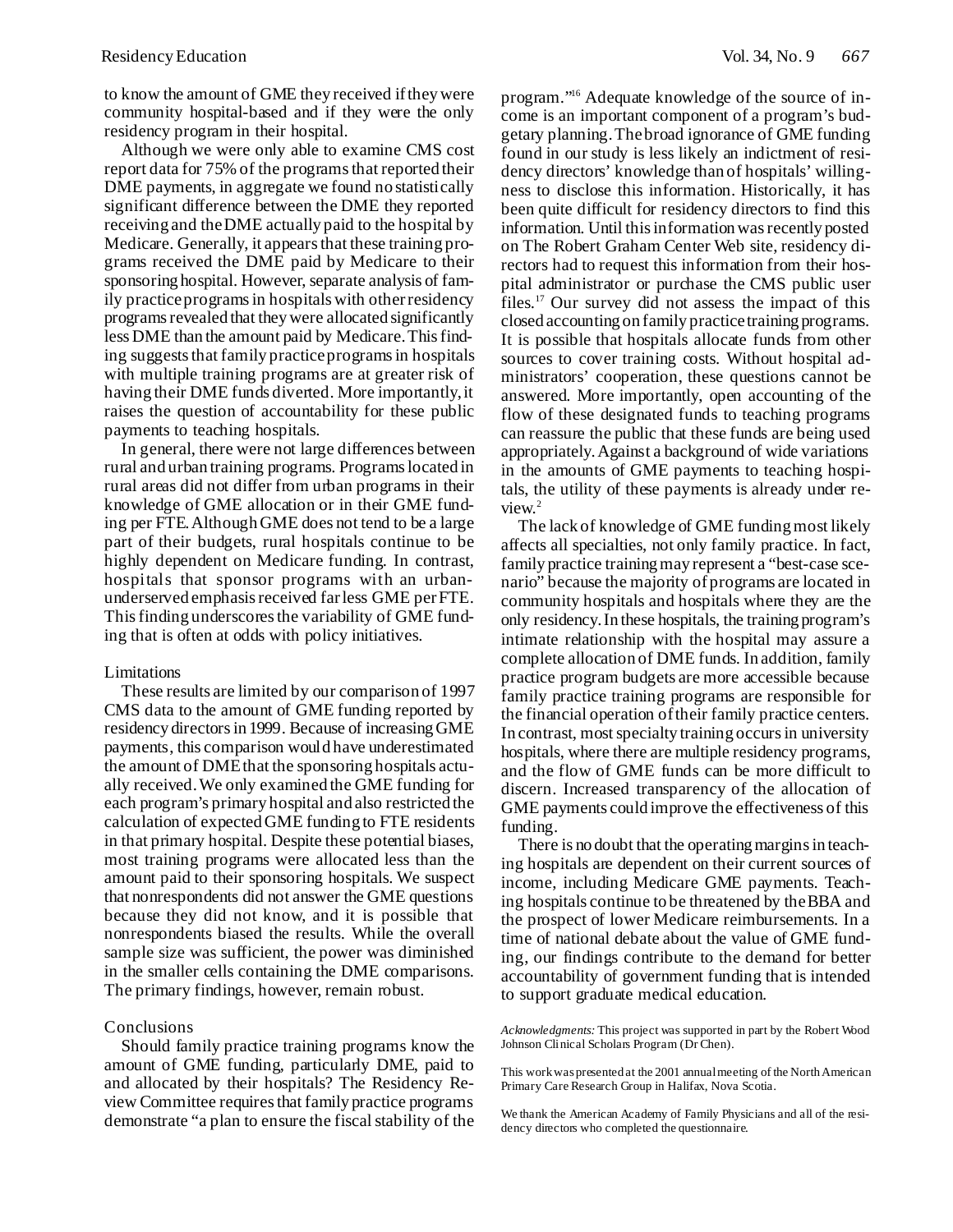to know the amount of GME they received if they were community hospital-based and if they were the only residency program in their hospital.

Although we were only able to examine CMS cost report data for 75% of the programs that reported their DME payments, in aggregate we found no statistically significant difference between the DME they reported receiving and the DME actually paid to the hospital by Medicare. Generally, it appears that these training programs received the DME paid by Medicare to their sponsoring hospital. However, separate analysis of family practice programs in hospitals with other residency programs revealed that they were allocated significantly less DME than the amount paid by Medicare. This finding suggests that family practice programs in hospitals with multiple training programs are at greater risk of having their DME funds diverted. More importantly, it raises the question of accountability for these public payments to teaching hospitals.

In general, there were not large differences between rural and urban training programs. Programs located in rural areas did not differ from urban programs in their knowledge of GME allocation or in their GME funding per FTE. Although GME does not tend to be a large part of their budgets, rural hospitals continue to be highly dependent on Medicare funding. In contrast, hospitals that sponsor programs with an urban-underserved emphasis received far less GME per FTE. This finding underscores the variability of GME funding that is often at odds with policy initiatives.

## Limitations

These results are limited by our comparison of 1997 CMS data to the amount of GME funding reported by residency directors in 1999. Because of increasing GME payments, this comparison would have underestimated the amount of DME that the sponsoring hospitals actually received. We only examined the GME funding for each program's primary hospital and also restricted the calculation of expected GME funding to FTE residents in that primary hospital. Despite these potential biases, most training programs were allocated less than the amount paid to their sponsoring hospitals. We suspect that nonrespondents did not answer the GME questions because they did not know, and it is possible that nonrespondents biased the results. While the overall sample size was sufficient, the power was diminished in the smaller cells containing the DME comparisons. The primary findings, however, remain robust.

## Conclusions

Should family practice training programs know the amount of GME funding, particularly DME, paid to and allocated by their hospitals? The Residency Review Committee requires that family practice programs demonstrate "a plan to ensure the fiscal stability of the program."[16] Adequate knowledge of the source of income is an important component of a program's budgetary planning. The broad ignorance of GME funding found in our study is less likely an indictment of residency directors' knowledge than of hospitals' willingness to disclose this information. Historically, it has been quite difficult for residency directors to find this information. Until this information was recently posted on The Robert Graham Center Web site, residency directors had to request this information from their hospital administrator or purchase the CMS public user files.[17] Our survey did not assess the impact of this closed accounting on family practice training programs. It is possible that hospitals allocate funds from other sources to cover training costs. Without hospital administrators' cooperation, these questions cannot be answered. More importantly, open accounting of the flow of these designated funds to teaching programs can reassure the public that these funds are being used appropriately. Against a background of wide variations in the amounts of GME payments to teaching hospitals, the utility of these payments is already under review.[2]

The lack of knowledge of GME funding most likely affects all specialties, not only family practice. In fact, family practice training may represent a "best-case scenario" because the majority of programs are located in community hospitals and hospitals where they are the only residency. In these hospitals, the training program's intimate relationship with the hospital may assure a complete allocation of DME funds. In addition, family practice program budgets are more accessible because family practice training programs are responsible for the financial operation of their family practice centers. In contrast, most specialty training occurs in university hospitals, where there are multiple residency programs, and the flow of GME funds can be more difficult to discern. Increased transparency of the allocation of GME payments could improve the effectiveness of this funding.

There is no doubt that the operating margins in teaching hospitals are dependent on their current sources of income, including Medicare GME payments. Teaching hospitals continue to be threatened by the BBA and the prospect of lower Medicare reimbursements. In a time of national debate about the value of GME funding, our findings contribute to the demand for better accountability of government funding that is intended to support graduate medical education.

*Acknowledgments:* This project was supported in part by the Robert Wood Johnson Clinical Scholars Program (Dr Chen).

This work was presented at the 2001 annual meeting of the North American Primary Care Research Group in Halifax, Nova Scotia.

We thank the American Academy of Family Physicians and all of the residency directors who completed the questionnaire.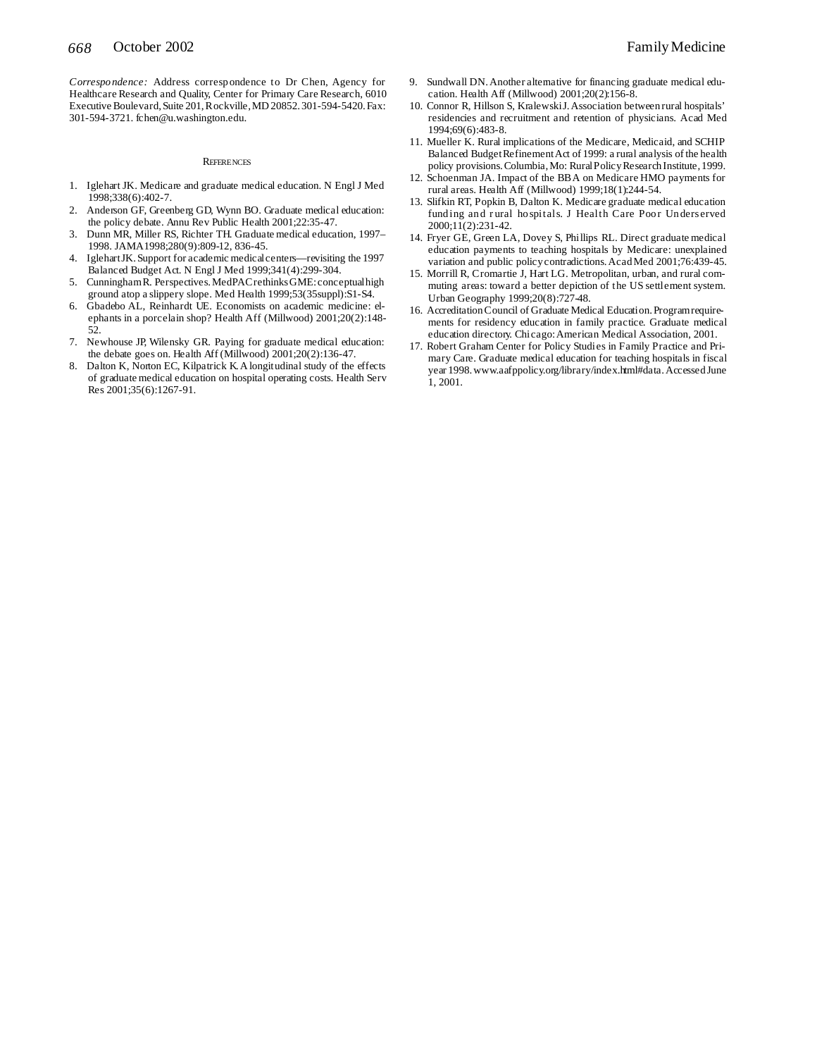*Correspondence:* Address correspondence to Dr Chen, Agency for Healthcare Research and Quality, Center for Primary Care Research, 6010 Executive Boulevard, Suite 201, Rockville, MD 20852. 301-594-5420. Fax: 301-594-3721. fchen@u.washington.edu.

## References

1. Iglehart JK. Medicare and graduate medical education. N Engl J Med 1998;338(6):402-7.
2. Anderson GF, Greenberg GD, Wynn BO. Graduate medical education: the policy debate. Annu Rev Public Health 2001;22:35-47.
3. Dunn MR, Miller RS, Richter TH. Graduate medical education, 1997–1998. JAMA 1998;280(9):809-12, 836-45.
4. Iglehart JK. Support for academic medical centers—revisiting the 1997 Balanced Budget Act. N Engl J Med 1999;341(4):299-304.
5. Cunningham R. Perspectives. MedPAC rethinks GME: conceptual high ground atop a slippery slope. Med Health 1999;53(35suppl):S1-S4.
6. Gbadebo AL, Reinhardt UE. Economists on academic medicine: elephants in a porcelain shop? Health Aff (Millwood) 2001;20(2):148-52.
7. Newhouse JP, Wilensky GR. Paying for graduate medical education: the debate goes on. Health Aff (Millwood) 2001;20(2):136-47.
8. Dalton K, Norton EC, Kilpatrick K. A longitudinal study of the effects of graduate medical education on hospital operating costs. Health Serv Res 2001;35(6):1267-91.
9. Sundwall DN. Another alternative for financing graduate medical education. Health Aff (Millwood) 2001;20(2):156-8.
10. Connor R, Hillson S, Kralewski J. Association between rural hospitals' residencies and recruitment and retention of physicians. Acad Med 1994;69(6):483-8.
11. Mueller K. Rural implications of the Medicare, Medicaid, and SCHIP Balanced Budget Refinement Act of 1999: a rural analysis of the health policy provisions. Columbia, Mo: Rural Policy Research Institute, 1999.
12. Schoenman JA. Impact of the BBA on Medicare HMO payments for rural areas. Health Aff (Millwood) 1999;18(1):244-54.
13. Slifkin RT, Popkin B, Dalton K. Medicare graduate medical education funding and rural hospitals. J Health Care Poor Underserved 2000;11(2):231-42.
14. Fryer GE, Green LA, Dovey S, Phillips RL. Direct graduate medical education payments to teaching hospitals by Medicare: unexplained variation and public policy contradictions. Acad Med 2001;76:439-45.
15. Morrill R, Cromartie J, Hart LG. Metropolitan, urban, and rural commuting areas: toward a better depiction of the US settlement system. Urban Geography 1999;20(8):727-48.
16. Accreditation Council of Graduate Medical Education. Program requirements for residency education in family practice. Graduate medical education directory. Chicago: American Medical Association, 2001.
17. Robert Graham Center for Policy Studies in Family Practice and Primary Care. Graduate medical education for teaching hospitals in fiscal year 1998. www.aafppolicy.org/library/index.html#data. Accessed June 1, 2001.